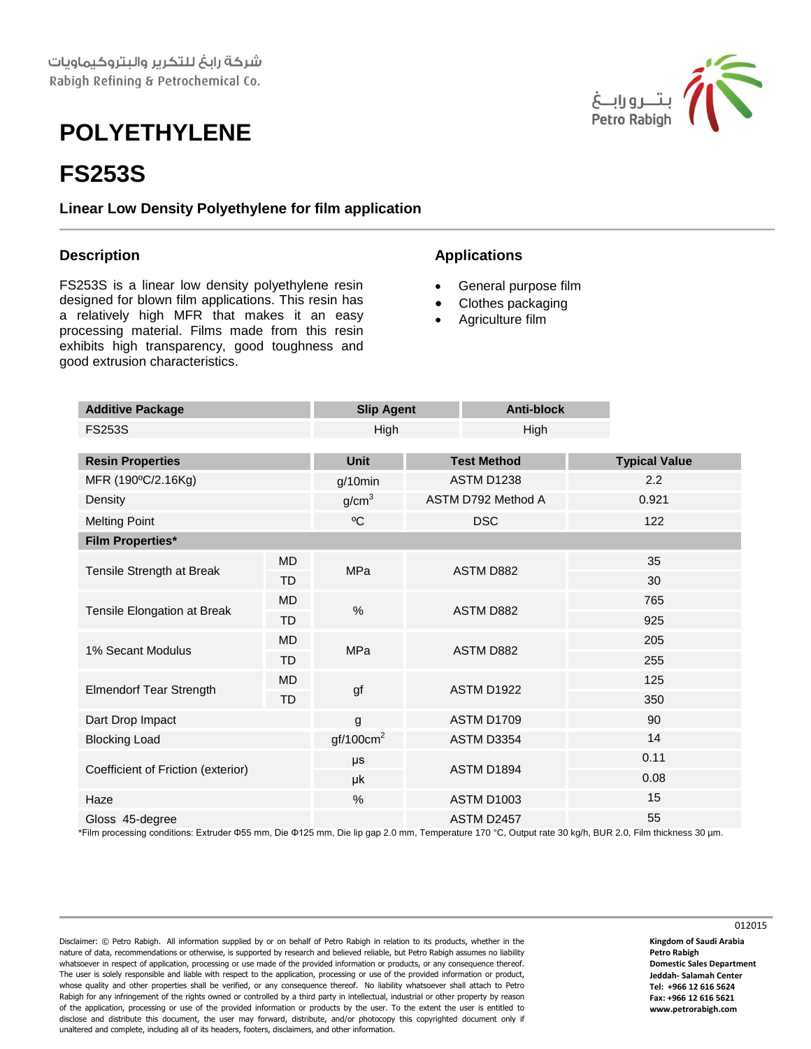شركة رابغ للتكرير والبتروكيماويات
Rabigh Refining & Petrochemical Co.

بتـــرو رابـــغ
Petro Rabigh

# POLYETHYLENE

# FS253S

### Linear Low Density Polyethylene for film application

## Description

FS253S is a linear low density polyethylene resin designed for blown film applications. This resin has a relatively high MFR that makes it an easy processing material. Films made from this resin exhibits high transparency, good toughness and good extrusion characteristics.

## Applications

- General purpose film
- Clothes packaging
- Agriculture film

| Additive Package | Slip Agent | Anti-block |
|---|---|---|
| FS253S | High | High |

| Resin Properties | | Unit | Test Method | Typical Value |
|---|---|---|---|---|
| MFR (190ºC/2.16Kg) | | g/10min | ASTM D1238 | 2.2 |
| Density | | g/cm³ | ASTM D792 Method A | 0.921 |
| Melting Point | | ºC | DSC | 122 |
| **Film Properties*** | | | | |
| Tensile Strength at Break | MD | MPa | ASTM D882 | 35 |
| | TD | | | 30 |
| Tensile Elongation at Break | MD | % | ASTM D882 | 765 |
| | TD | | | 925 |
| 1% Secant Modulus | MD | MPa | ASTM D882 | 205 |
| | TD | | | 255 |
| Elmendorf Tear Strength | MD | gf | ASTM D1922 | 125 |
| | TD | | | 350 |
| Dart Drop Impact | | g | ASTM D1709 | 90 |
| Blocking Load | | gf/100cm² | ASTM D3354 | 14 |
| Coefficient of Friction (exterior) | | μs | ASTM D1894 | 0.11 |
| | | μk | | 0.08 |
| Haze | | % | ASTM D1003 | 15 |
| Gloss 45-degree | | | ASTM D2457 | 55 |

*Film processing conditions: Extruder Φ55 mm, Die Φ125 mm, Die lip gap 2.0 mm, Temperature 170 °C, Output rate 30 kg/h, BUR 2.0, Film thickness 30 µm.

012015

Disclaimer: © Petro Rabigh. All information supplied by or on behalf of Petro Rabigh in relation to its products, whether in the nature of data, recommendations or otherwise, is supported by research and believed reliable, but Petro Rabigh assumes no liability whatsoever in respect of application, processing or use made of the provided information or products, or any consequence thereof. The user is solely responsible and liable with respect to the application, processing or use of the provided information or product, whose quality and other properties shall be verified, or any consequence thereof. No liability whatsoever shall attach to Petro Rabigh for any infringement of the rights owned or controlled by a third party in intellectual, industrial or other property by reason of the application, processing or use of the provided information or products by the user. To the extent the user is entitled to disclose and distribute this document, the user may forward, distribute, and/or photocopy this copyrighted document only if unaltered and complete, including all of its headers, footers, disclaimers, and other information.

**Kingdom of Saudi Arabia**
**Petro Rabigh**
**Domestic Sales Department**
**Jeddah- Salamah Center**
**Tel: +966 12 616 5624**
**Fax: +966 12 616 5621**
**www.petrorabigh.com**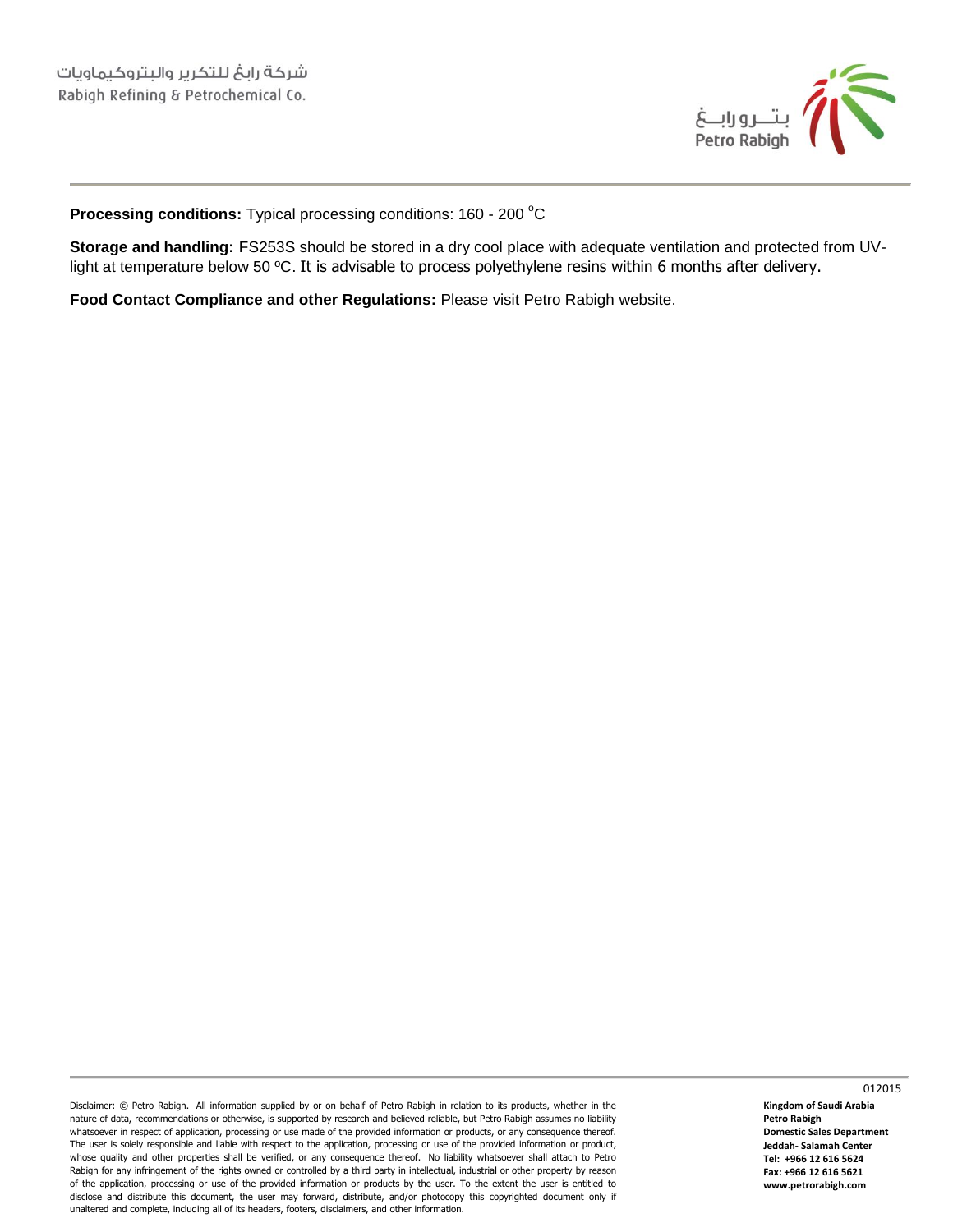**Processing conditions:** Typical processing conditions: 160 - 200 °C

**Storage and handling:** FS253S should be stored in a dry cool place with adequate ventilation and protected from UV-light at temperature below 50 ºC. It is advisable to process polyethylene resins within 6 months after delivery.

**Food Contact Compliance and other Regulations:** Please visit Petro Rabigh website.

012015

Disclaimer: © Petro Rabigh. All information supplied by or on behalf of Petro Rabigh in relation to its products, whether in the nature of data, recommendations or otherwise, is supported by research and believed reliable, but Petro Rabigh assumes no liability whatsoever in respect of application, processing or use made of the provided information or products, or any consequence thereof. The user is solely responsible and liable with respect to the application, processing or use of the provided information or product, whose quality and other properties shall be verified, or any consequence thereof. No liability whatsoever shall attach to Petro Rabigh for any infringement of the rights owned or controlled by a third party in intellectual, industrial or other property by reason of the application, processing or use of the provided information or products by the user. To the extent the user is entitled to disclose and distribute this document, the user may forward, distribute, and/or photocopy this copyrighted document only if unaltered and complete, including all of its headers, footers, disclaimers, and other information.

**Kingdom of Saudi Arabia**
**Petro Rabigh**
**Domestic Sales Department**
**Jeddah- Salamah Center**
**Tel: +966 12 616 5624**
**Fax: +966 12 616 5621**
**www.petrorabigh.com**